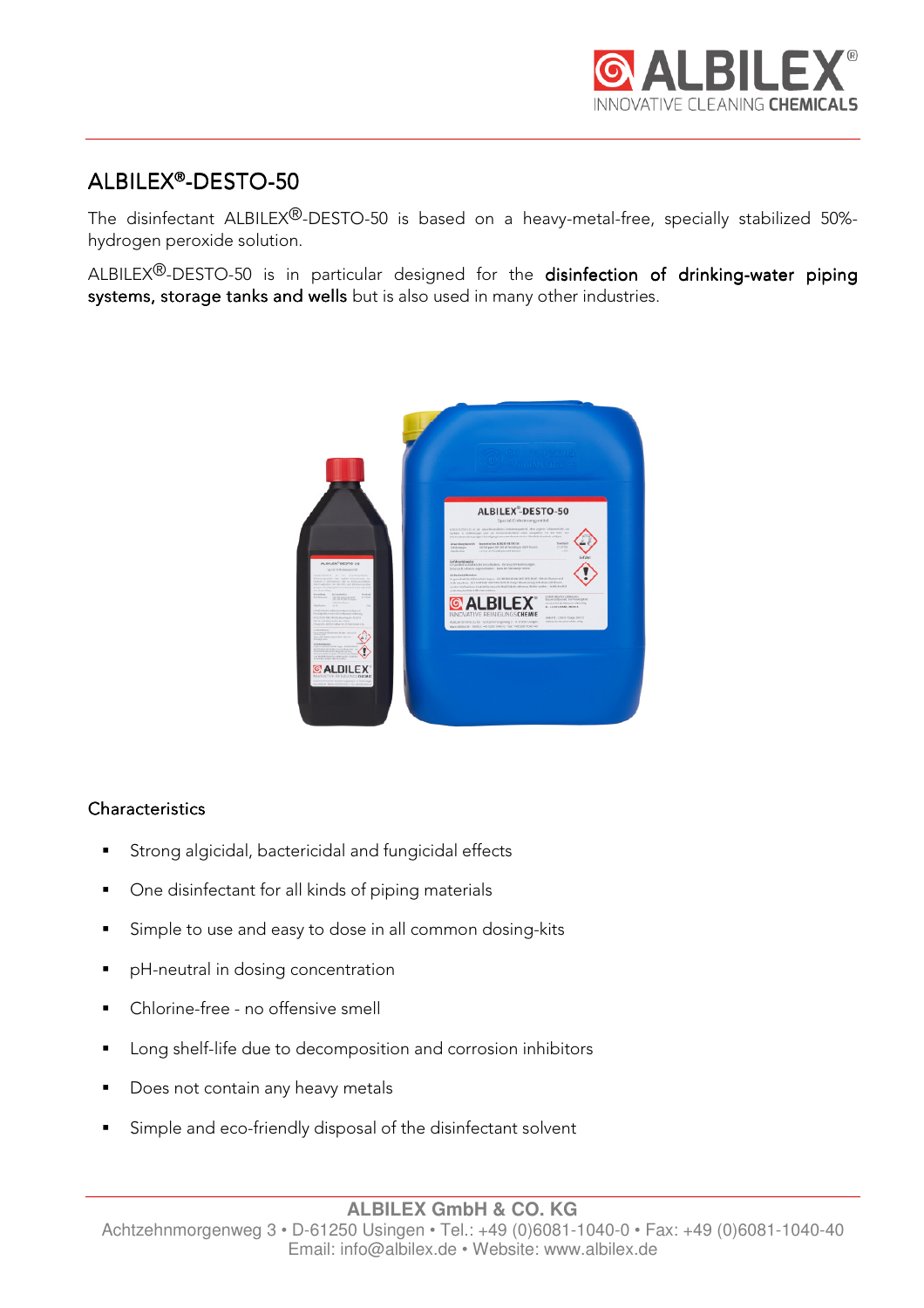# ALBILEX®-DESTO-50

The disinfectant ALBILEX®-DESTO-50 is based on a heavy-metal-free, specially stabilized 50%-hydrogen peroxide solution.

ALBILEX®-DESTO-50 is in particular designed for the **disinfection of drinking-water piping systems, storage tanks and wells** but is also used in many other industries.

## Characteristics

- Strong algicidal, bactericidal and fungicidal effects
- One disinfectant for all kinds of piping materials
- Simple to use and easy to dose in all common dosing-kits
- pH-neutral in dosing concentration
- Chlorine-free - no offensive smell
- Long shelf-life due to decomposition and corrosion inhibitors
- Does not contain any heavy metals
- Simple and eco-friendly disposal of the disinfectant solvent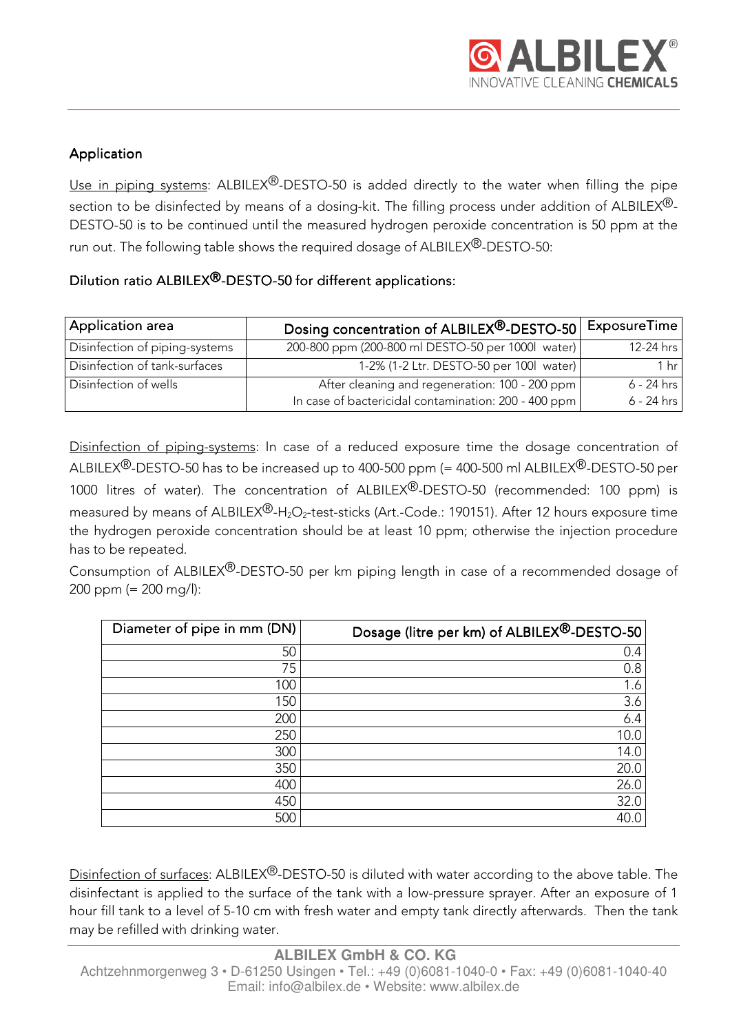## Application

Use in piping systems: ALBILEX®-DESTO-50 is added directly to the water when filling the pipe section to be disinfected by means of a dosing-kit. The filling process under addition of ALBILEX®-DESTO-50 is to be continued until the measured hydrogen peroxide concentration is 50 ppm at the run out. The following table shows the required dosage of ALBILEX®-DESTO-50:

### Dilution ratio ALBILEX®-DESTO-50 for different applications:

| Application area | Dosing concentration of ALBILEX®-DESTO-50 | ExposureTime |
|---|---|---|
| Disinfection of piping-systems | 200-800 ppm (200-800 ml DESTO-50 per 1000l water) | 12-24 hrs |
| Disinfection of tank-surfaces | 1-2% (1-2 Ltr. DESTO-50 per 100l water) | 1 hr |
| Disinfection of wells | After cleaning and regeneration: 100 - 200 ppm<br>In case of bactericidal contamination: 200 - 400 ppm | 6 - 24 hrs<br>6 - 24 hrs |

Disinfection of piping-systems: In case of a reduced exposure time the dosage concentration of ALBILEX®-DESTO-50 has to be increased up to 400-500 ppm (= 400-500 ml ALBILEX®-DESTO-50 per 1000 litres of water). The concentration of ALBILEX®-DESTO-50 (recommended: 100 ppm) is measured by means of ALBILEX®-$H_2O_2$-test-sticks (Art.-Code.: 190151). After 12 hours exposure time the hydrogen peroxide concentration should be at least 10 ppm; otherwise the injection procedure has to be repeated.

Consumption of ALBILEX®-DESTO-50 per km piping length in case of a recommended dosage of 200 ppm (= 200 mg/l):

| Diameter of pipe in mm (DN) | Dosage (litre per km) of ALBILEX®-DESTO-50 |
|---|---|
| 50 | 0.4 |
| 75 | 0.8 |
| 100 | 1.6 |
| 150 | 3.6 |
| 200 | 6.4 |
| 250 | 10.0 |
| 300 | 14.0 |
| 350 | 20.0 |
| 400 | 26.0 |
| 450 | 32.0 |
| 500 | 40.0 |

Disinfection of surfaces: ALBILEX®-DESTO-50 is diluted with water according to the above table. The disinfectant is applied to the surface of the tank with a low-pressure sprayer. After an exposure of 1 hour fill tank to a level of 5-10 cm with fresh water and empty tank directly afterwards. Then the tank may be refilled with drinking water.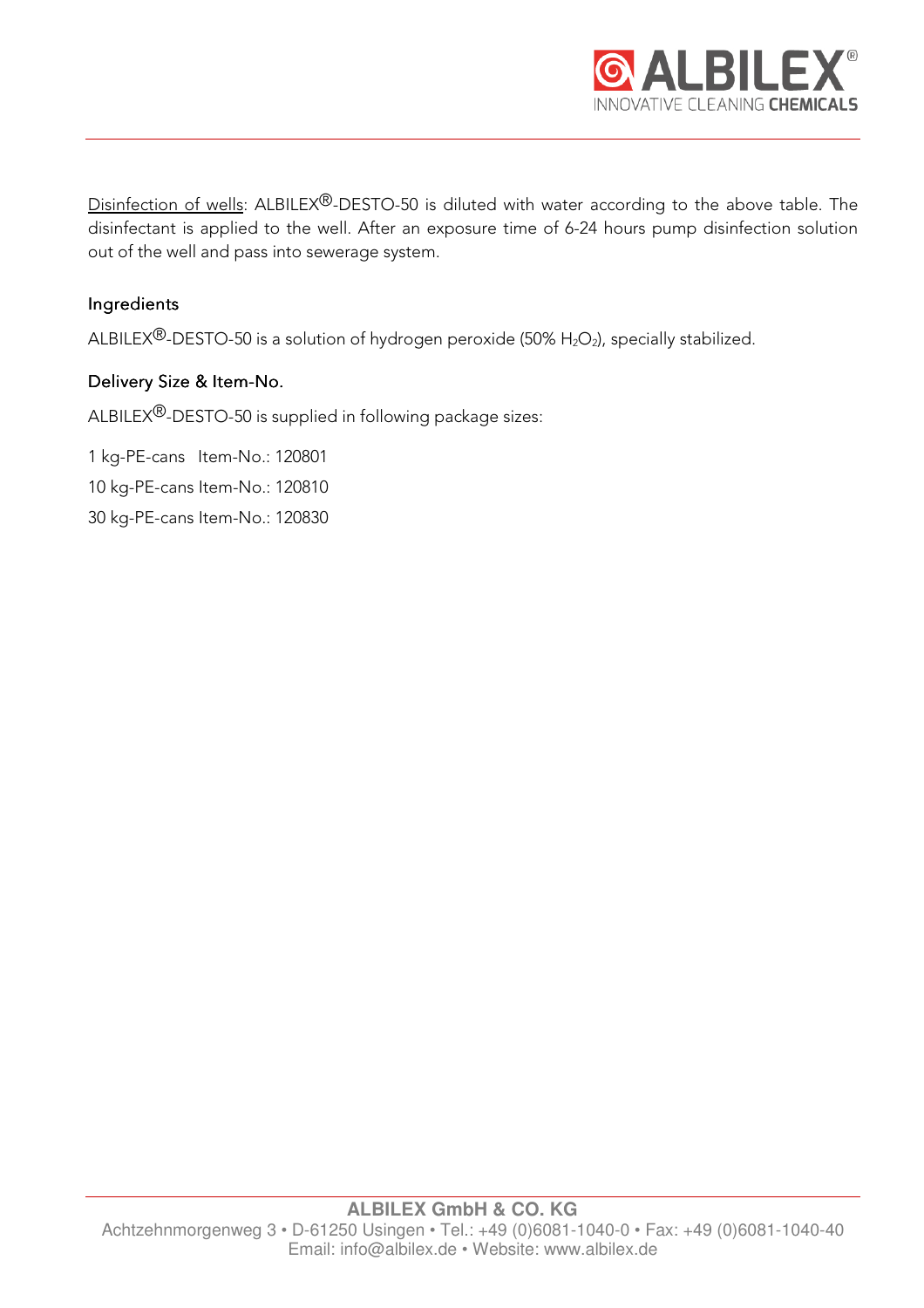Disinfection of wells: ALBILEX®-DESTO-50 is diluted with water according to the above table. The disinfectant is applied to the well. After an exposure time of 6-24 hours pump disinfection solution out of the well and pass into sewerage system.

## Ingredients

ALBILEX®-DESTO-50 is a solution of hydrogen peroxide (50% $H_2O_2$), specially stabilized.

## Delivery Size & Item-No.

ALBILEX®-DESTO-50 is supplied in following package sizes:

1 kg-PE-cans Item-No.: 120801

10 kg-PE-cans Item-No.: 120810

30 kg-PE-cans Item-No.: 120830